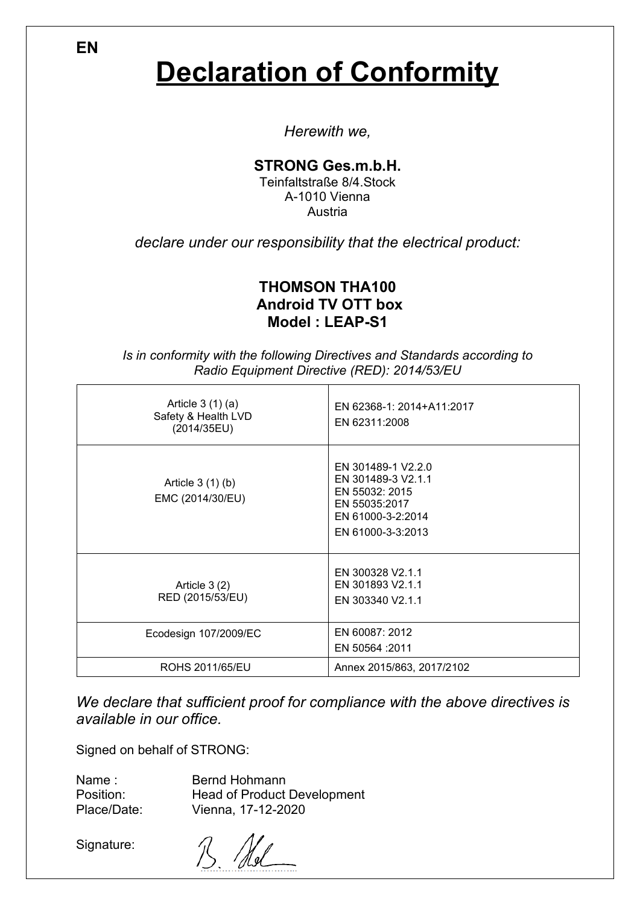EN

# Declaration of Conformity

*Herewith we,*

**STRONG Ges.m.b.H.**
Teinfaltstraße 8/4.Stock
A-1010 Vienna
Austria

*declare under our responsibility that the electrical product:*

**THOMSON THA100**
**Android TV OTT box**
**Model : LEAP-S1**

*Is in conformity with the following Directives and Standards according to Radio Equipment Directive (RED): 2014/53/EU*

| | |
|---|---|
| Article 3 (1) (a)<br>Safety & Health LVD<br>(2014/35EU) | EN 62368-1: 2014+A11:2017<br>EN 62311:2008 |
| Article 3 (1) (b)<br>EMC (2014/30/EU) | EN 301489-1 V2.2.0<br>EN 301489-3 V2.1.1<br>EN 55032: 2015<br>EN 55035:2017<br>EN 61000-3-2:2014<br>EN 61000-3-3:2013 |
| Article 3 (2)<br>RED (2015/53/EU) | EN 300328 V2.1.1<br>EN 301893 V2.1.1<br>EN 303340 V2.1.1 |
| Ecodesign 107/2009/EC | EN 60087: 2012<br>EN 50564 :2011 |
| ROHS 2011/65/EU | Annex 2015/863, 2017/2102 |

*We declare that sufficient proof for compliance with the above directives is available in our office.*

Signed on behalf of STRONG:

Name : Bernd Hohmann
Position: Head of Product Development
Place/Date: Vienna, 17-12-2020

Signature: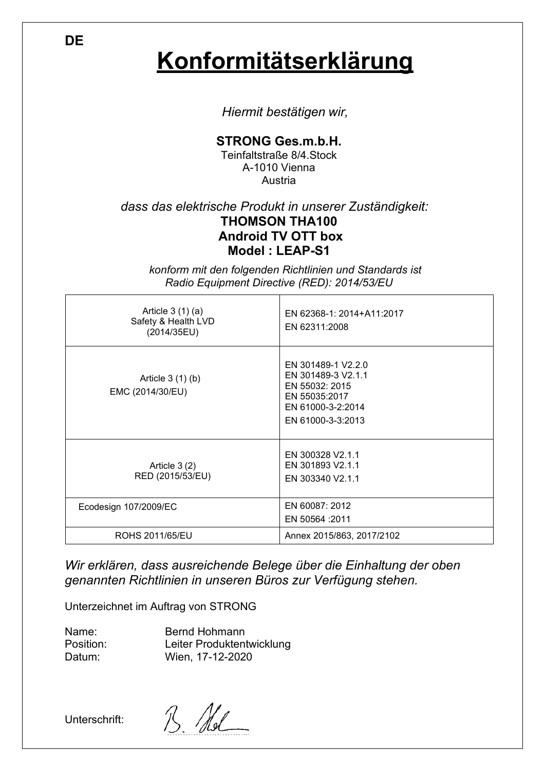DE

# Konformitätserklärung

*Hiermit bestätigen wir,*

**STRONG Ges.m.b.H.**
Teinfaltstraße 8/4.Stock
A-1010 Vienna
Austria

*dass das elektrische Produkt in unserer Zuständigkeit:*
**THOMSON THA100**
**Android TV OTT box**
**Model : LEAP-S1**

*konform mit den folgenden Richtlinien und Standards ist*
*Radio Equipment Directive (RED): 2014/53/EU*

| | |
|---|---|
| Article 3 (1) (a) Safety & Health LVD (2014/35EU) | EN 62368-1: 2014+A11:2017<br>EN 62311:2008 |
| Article 3 (1) (b) EMC (2014/30/EU) | EN 301489-1 V2.2.0<br>EN 301489-3 V2.1.1<br>EN 55032: 2015<br>EN 55035:2017<br>EN 61000-3-2:2014<br>EN 61000-3-3:2013 |
| Article 3 (2) RED (2015/53/EU) | EN 300328 V2.1.1<br>EN 301893 V2.1.1<br>EN 303340 V2.1.1 |
| Ecodesign 107/2009/EC | EN 60087: 2012<br>EN 50564 :2011 |
| ROHS 2011/65/EU | Annex 2015/863, 2017/2102 |

*Wir erklären, dass ausreichende Belege über die Einhaltung der oben genannten Richtlinien in unseren Büros zur Verfügung stehen.*

Unterzeichnet im Auftrag von STRONG

Name: Bernd Hohmann
Position: Leiter Produktentwicklung
Datum: Wien, 17-12-2020

Unterschrift: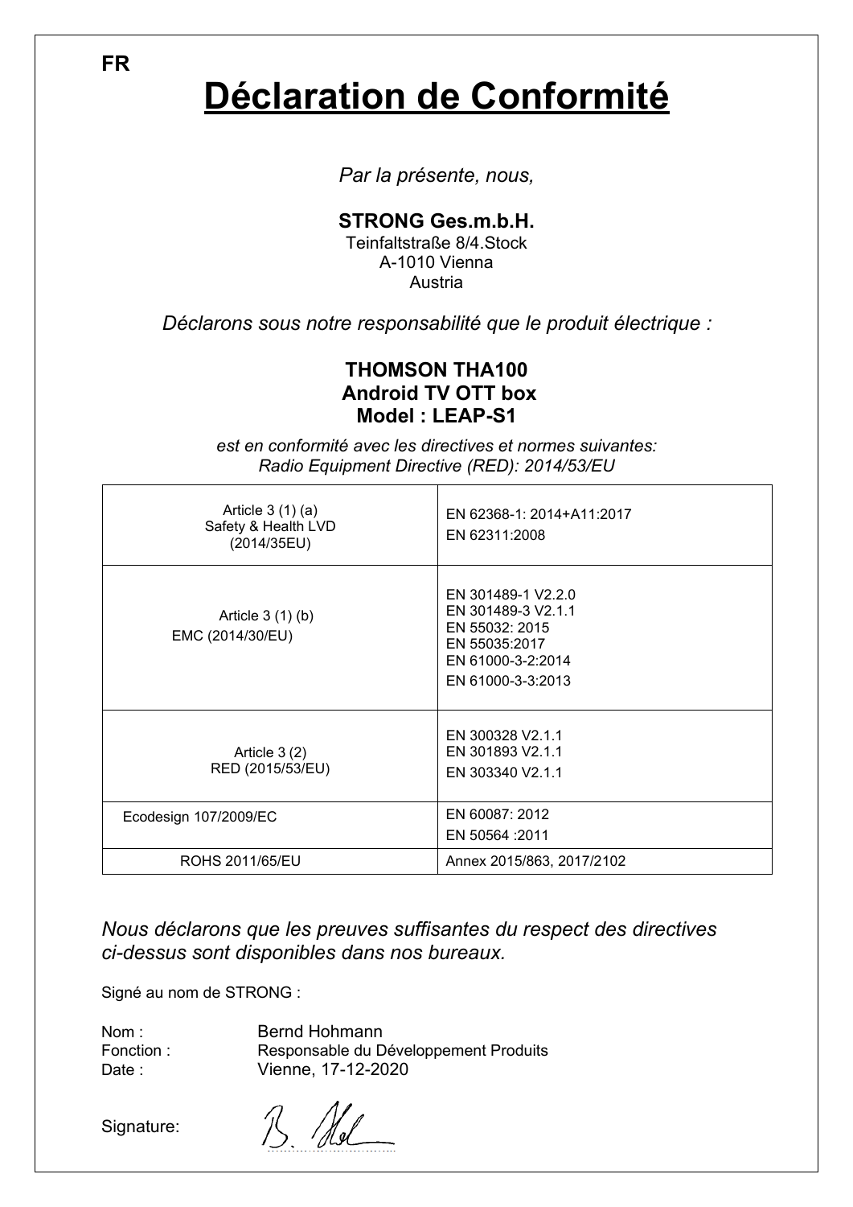FR

# Déclaration de Conformité

*Par la présente, nous,*

**STRONG Ges.m.b.H.**
Teinfaltstraße 8/4.Stock
A-1010 Vienna
Austria

*Déclarons sous notre responsabilité que le produit électrique :*

**THOMSON THA100**
**Android TV OTT box**
**Model : LEAP-S1**

*est en conformité avec les directives et normes suivantes:*
*Radio Equipment Directive (RED): 2014/53/EU*

| | |
|---|---|
| Article 3 (1) (a) Safety & Health LVD (2014/35EU) | EN 62368-1: 2014+A11:2017<br>EN 62311:2008 |
| Article 3 (1) (b) EMC (2014/30/EU) | EN 301489-1 V2.2.0<br>EN 301489-3 V2.1.1<br>EN 55032: 2015<br>EN 55035:2017<br>EN 61000-3-2:2014<br>EN 61000-3-3:2013 |
| Article 3 (2) RED (2015/53/EU) | EN 300328 V2.1.1<br>EN 301893 V2.1.1<br>EN 303340 V2.1.1 |
| Ecodesign 107/2009/EC | EN 60087: 2012<br>EN 50564 :2011 |
| ROHS 2011/65/EU | Annex 2015/863, 2017/2102 |

*Nous déclarons que les preuves suffisantes du respect des directives ci-dessus sont disponibles dans nos bureaux.*

Signé au nom de STRONG :

Nom : Bernd Hohmann
Fonction : Responsable du Développement Produits
Date : Vienne, 17-12-2020

Signature: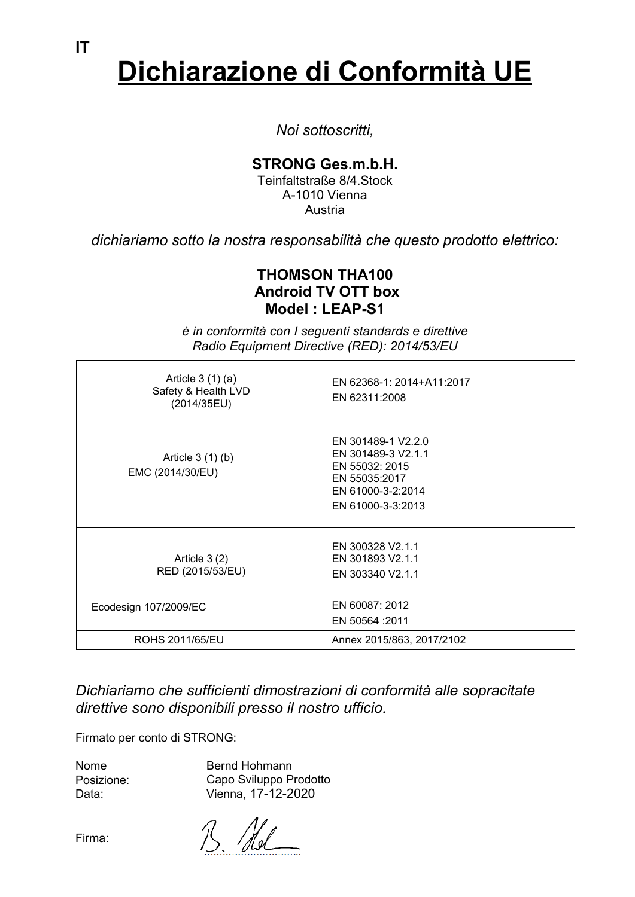IT

# Dichiarazione di Conformità UE

*Noi sottoscritti,*

**STRONG Ges.m.b.H.**
Teinfaltstraße 8/4.Stock
A-1010 Vienna
Austria

*dichiariamo sotto la nostra responsabilità che questo prodotto elettrico:*

**THOMSON THA100**
**Android TV OTT box**
**Model : LEAP-S1**

*è in conformità con I seguenti standards e direttive*
*Radio Equipment Directive (RED): 2014/53/EU*

| | |
|---|---|
| Article 3 (1) (a)<br>Safety & Health LVD<br>(2014/35EU) | EN 62368-1: 2014+A11:2017<br>EN 62311:2008 |
| Article 3 (1) (b)<br>EMC (2014/30/EU) | EN 301489-1 V2.2.0<br>EN 301489-3 V2.1.1<br>EN 55032: 2015<br>EN 55035:2017<br>EN 61000-3-2:2014<br>EN 61000-3-3:2013 |
| Article 3 (2)<br>RED (2015/53/EU) | EN 300328 V2.1.1<br>EN 301893 V2.1.1<br>EN 303340 V2.1.1 |
| Ecodesign 107/2009/EC | EN 60087: 2012<br>EN 50564 :2011 |
| ROHS 2011/65/EU | Annex 2015/863, 2017/2102 |

*Dichiariamo che sufficienti dimostrazioni di conformità alle sopracitate direttive sono disponibili presso il nostro ufficio.*

Firmato per conto di STRONG:

Nome: Bernd Hohmann
Posizione: Capo Sviluppo Prodotto
Data: Vienna, 17-12-2020

Firma: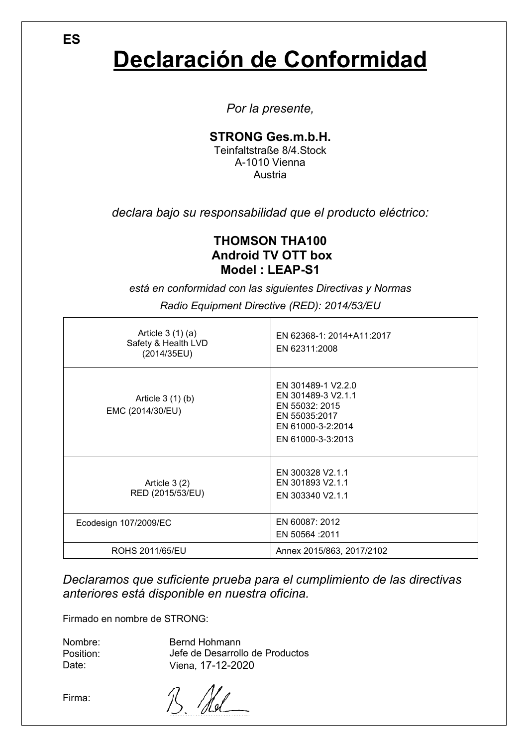ES

# Declaración de Conformidad

*Por la presente,*

**STRONG Ges.m.b.H.**
Teinfaltstraße 8/4.Stock
A-1010 Vienna
Austria

*declara bajo su responsabilidad que el producto eléctrico:*

**THOMSON THA100**
**Android TV OTT box**
**Model : LEAP-S1**

*está en conformidad con las siguientes Directivas y Normas*

*Radio Equipment Directive (RED): 2014/53/EU*

| | |
|---|---|
| Article 3 (1) (a)<br>Safety & Health LVD<br>(2014/35EU) | EN 62368-1: 2014+A11:2017<br>EN 62311:2008 |
| Article 3 (1) (b)<br>EMC (2014/30/EU) | EN 301489-1 V2.2.0<br>EN 301489-3 V2.1.1<br>EN 55032: 2015<br>EN 55035:2017<br>EN 61000-3-2:2014<br>EN 61000-3-3:2013 |
| Article 3 (2)<br>RED (2015/53/EU) | EN 300328 V2.1.1<br>EN 301893 V2.1.1<br>EN 303340 V2.1.1 |
| Ecodesign 107/2009/EC | EN 60087: 2012<br>EN 50564 :2011 |
| ROHS 2011/65/EU | Annex 2015/863, 2017/2102 |

*Declaramos que suficiente prueba para el cumplimiento de las directivas anteriores está disponible en nuestra oficina.*

Firmado en nombre de STRONG:

Nombre: Bernd Hohmann
Position: Jefe de Desarrollo de Productos
Date: Viena, 17-12-2020

Firma: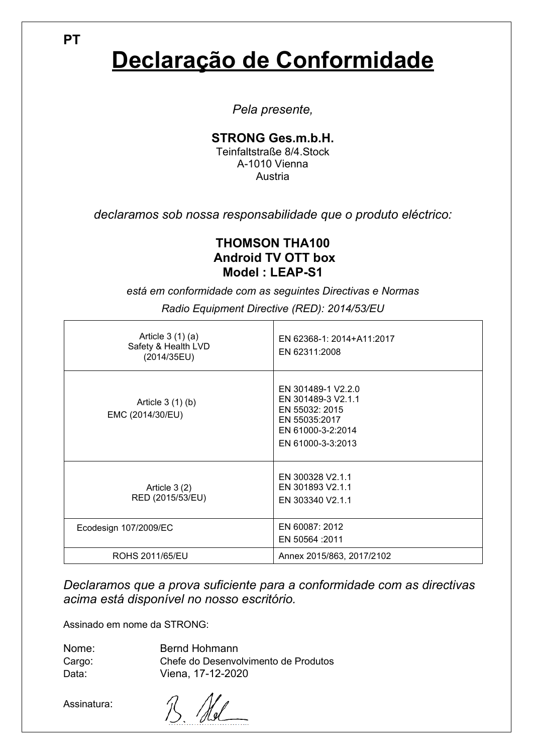PT

# Declaração de Conformidade

*Pela presente,*

**STRONG Ges.m.b.H.**
Teinfaltstraße 8/4.Stock
A-1010 Vienna
Austria

*declaramos sob nossa responsabilidade que o produto eléctrico:*

**THOMSON THA100**
**Android TV OTT box**
**Model : LEAP-S1**

*está em conformidade com as seguintes Directivas e Normas*

*Radio Equipment Directive (RED): 2014/53/EU*

| | |
|---|---|
| Article 3 (1) (a)<br>Safety & Health LVD<br>(2014/35EU) | EN 62368-1: 2014+A11:2017<br>EN 62311:2008 |
| Article 3 (1) (b)<br>EMC (2014/30/EU) | EN 301489-1 V2.2.0<br>EN 301489-3 V2.1.1<br>EN 55032: 2015<br>EN 55035:2017<br>EN 61000-3-2:2014<br>EN 61000-3-3:2013 |
| Article 3 (2)<br>RED (2015/53/EU) | EN 300328 V2.1.1<br>EN 301893 V2.1.1<br>EN 303340 V2.1.1 |
| Ecodesign 107/2009/EC | EN 60087: 2012<br>EN 50564 :2011 |
| ROHS 2011/65/EU | Annex 2015/863, 2017/2102 |

*Declaramos que a prova suficiente para a conformidade com as directivas acima está disponível no nosso escritório.*

Assinado em nome da STRONG:

Nome: Bernd Hohmann
Cargo: Chefe do Desenvolvimento de Produtos
Data: Viena, 17-12-2020

Assinatura: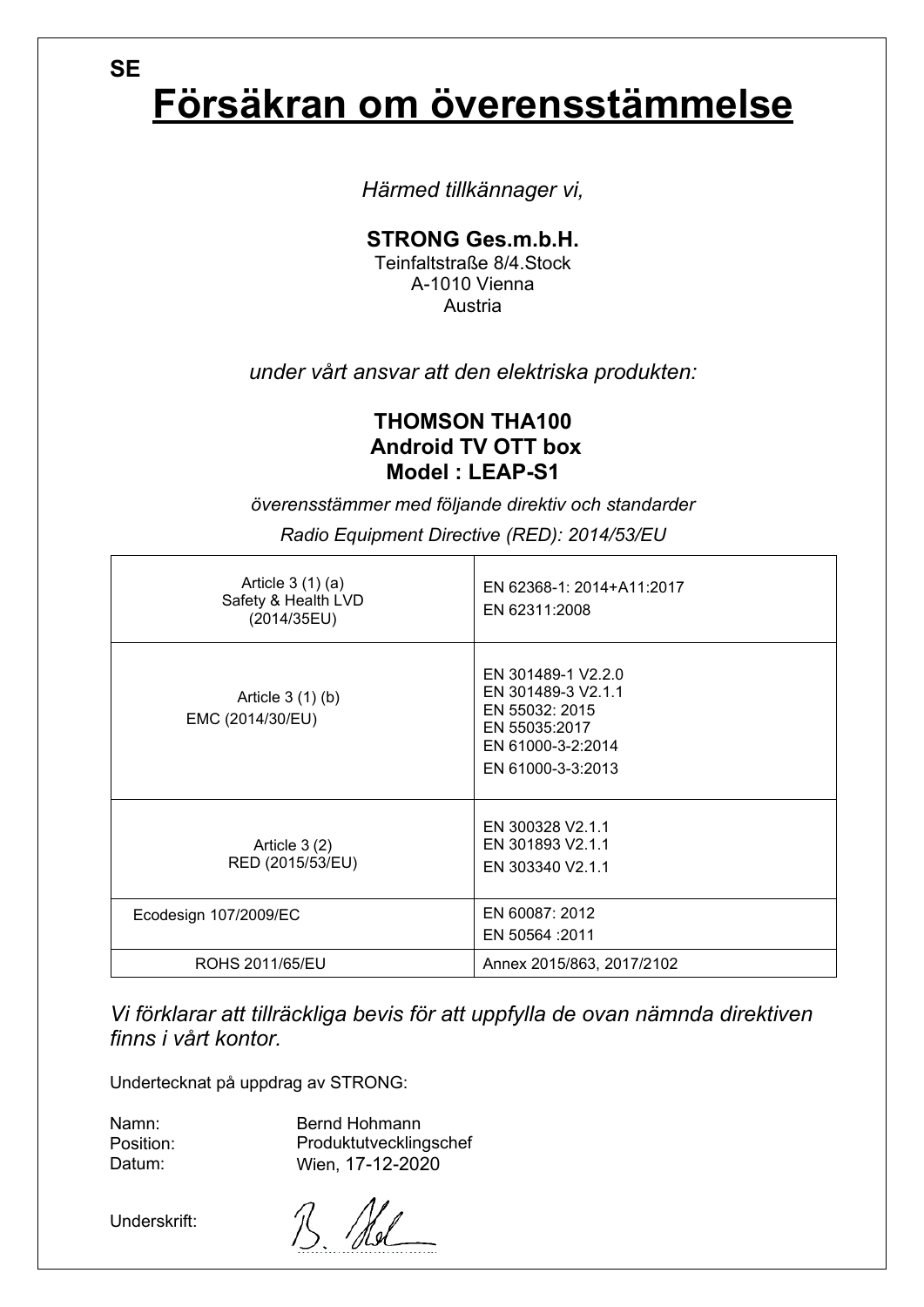SE

# Försäkran om överensstämmelse

*Härmed tillkännager vi,*

**STRONG Ges.m.b.H.**
Teinfaltstraße 8/4.Stock
A-1010 Vienna
Austria

*under vårt ansvar att den elektriska produkten:*

**THOMSON THA100**
**Android TV OTT box**
**Model : LEAP-S1**

*överensstämmer med följande direktiv och standarder*

*Radio Equipment Directive (RED): 2014/53/EU*

| | |
|---|---|
| Article 3 (1) (a)<br>Safety & Health LVD<br>(2014/35EU) | EN 62368-1: 2014+A11:2017<br>EN 62311:2008 |
| Article 3 (1) (b)<br>EMC (2014/30/EU) | EN 301489-1 V2.2.0<br>EN 301489-3 V2.1.1<br>EN 55032: 2015<br>EN 55035:2017<br>EN 61000-3-2:2014<br>EN 61000-3-3:2013 |
| Article 3 (2)<br>RED (2015/53/EU) | EN 300328 V2.1.1<br>EN 301893 V2.1.1<br>EN 303340 V2.1.1 |
| Ecodesign 107/2009/EC | EN 60087: 2012<br>EN 50564 :2011 |
| ROHS 2011/65/EU | Annex 2015/863, 2017/2102 |

*Vi förklarar att tillräckliga bevis för att uppfylla de ovan nämnda direktiven finns i vårt kontor.*

Undertecknat på uppdrag av STRONG:

Namn: Bernd Hohmann
Position: Produktutvecklingschef
Datum: Wien, 17-12-2020

Underskrift: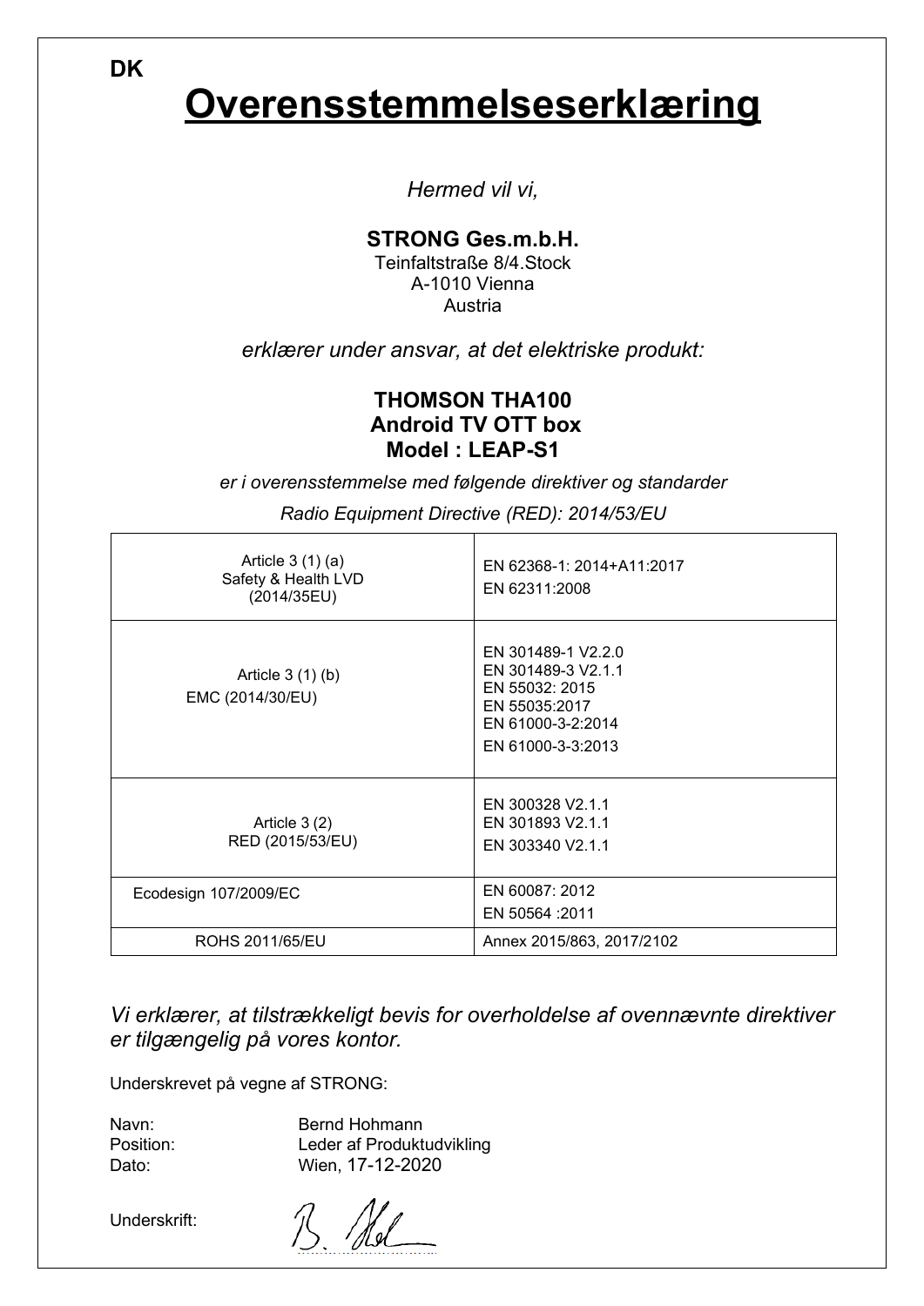DK

# Overensstemmelseserklæring

*Hermed vil vi,*

**STRONG Ges.m.b.H.**
Teinfaltstraße 8/4.Stock
A-1010 Vienna
Austria

*erklærer under ansvar, at det elektriske produkt:*

**THOMSON THA100**
**Android TV OTT box**
**Model : LEAP-S1**

*er i overensstemmelse med følgende direktiver og standarder*

*Radio Equipment Directive (RED): 2014/53/EU*

| | |
|---|---|
| Article 3 (1) (a)<br>Safety & Health LVD<br>(2014/35EU) | EN 62368-1: 2014+A11:2017<br>EN 62311:2008 |
| Article 3 (1) (b)<br>EMC (2014/30/EU) | EN 301489-1 V2.2.0<br>EN 301489-3 V2.1.1<br>EN 55032: 2015<br>EN 55035:2017<br>EN 61000-3-2:2014<br>EN 61000-3-3:2013 |
| Article 3 (2)<br>RED (2015/53/EU) | EN 300328 V2.1.1<br>EN 301893 V2.1.1<br>EN 303340 V2.1.1 |
| Ecodesign 107/2009/EC | EN 60087: 2012<br>EN 50564 :2011 |
| ROHS 2011/65/EU | Annex 2015/863, 2017/2102 |

*Vi erklærer, at tilstrækkeligt bevis for overholdelse af ovennævnte direktiver er tilgængelig på vores kontor.*

Underskrevet på vegne af STRONG:

Navn: Bernd Hohmann
Position: Leder af Produktudvikling
Dato: Wien, 17-12-2020

Underskrift: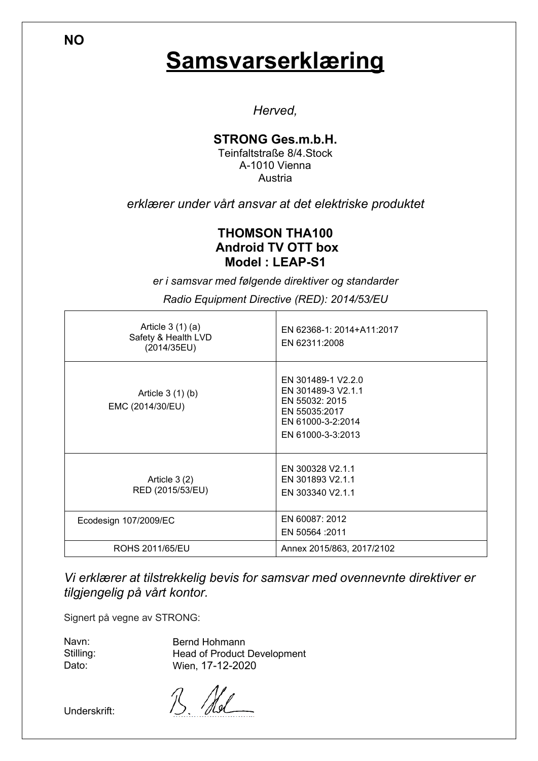NO

# Samsvarserklæring

*Herved,*

**STRONG Ges.m.b.H.**
Teinfaltstraße 8/4.Stock
A-1010 Vienna
Austria

*erklærer under vårt ansvar at det elektriske produktet*

**THOMSON THA100**
**Android TV OTT box**
**Model : LEAP-S1**

*er i samsvar med følgende direktiver og standarder*

*Radio Equipment Directive (RED): 2014/53/EU*

| | |
|---|---|
| Article 3 (1) (a) Safety & Health LVD (2014/35EU) | EN 62368-1: 2014+A11:2017<br>EN 62311:2008 |
| Article 3 (1) (b) EMC (2014/30/EU) | EN 301489-1 V2.2.0<br>EN 301489-3 V2.1.1<br>EN 55032: 2015<br>EN 55035:2017<br>EN 61000-3-2:2014<br>EN 61000-3-3:2013 |
| Article 3 (2) RED (2015/53/EU) | EN 300328 V2.1.1<br>EN 301893 V2.1.1<br>EN 303340 V2.1.1 |
| Ecodesign 107/2009/EC | EN 60087: 2012<br>EN 50564 :2011 |
| ROHS 2011/65/EU | Annex 2015/863, 2017/2102 |

*Vi erklærer at tilstrekkelig bevis for samsvar med ovennevnte direktiver er tilgjengelig på vårt kontor.*

Signert på vegne av STRONG:

Navn: Bernd Hohmann
Stilling: Head of Product Development
Dato: Wien, 17-12-2020

Underskrift: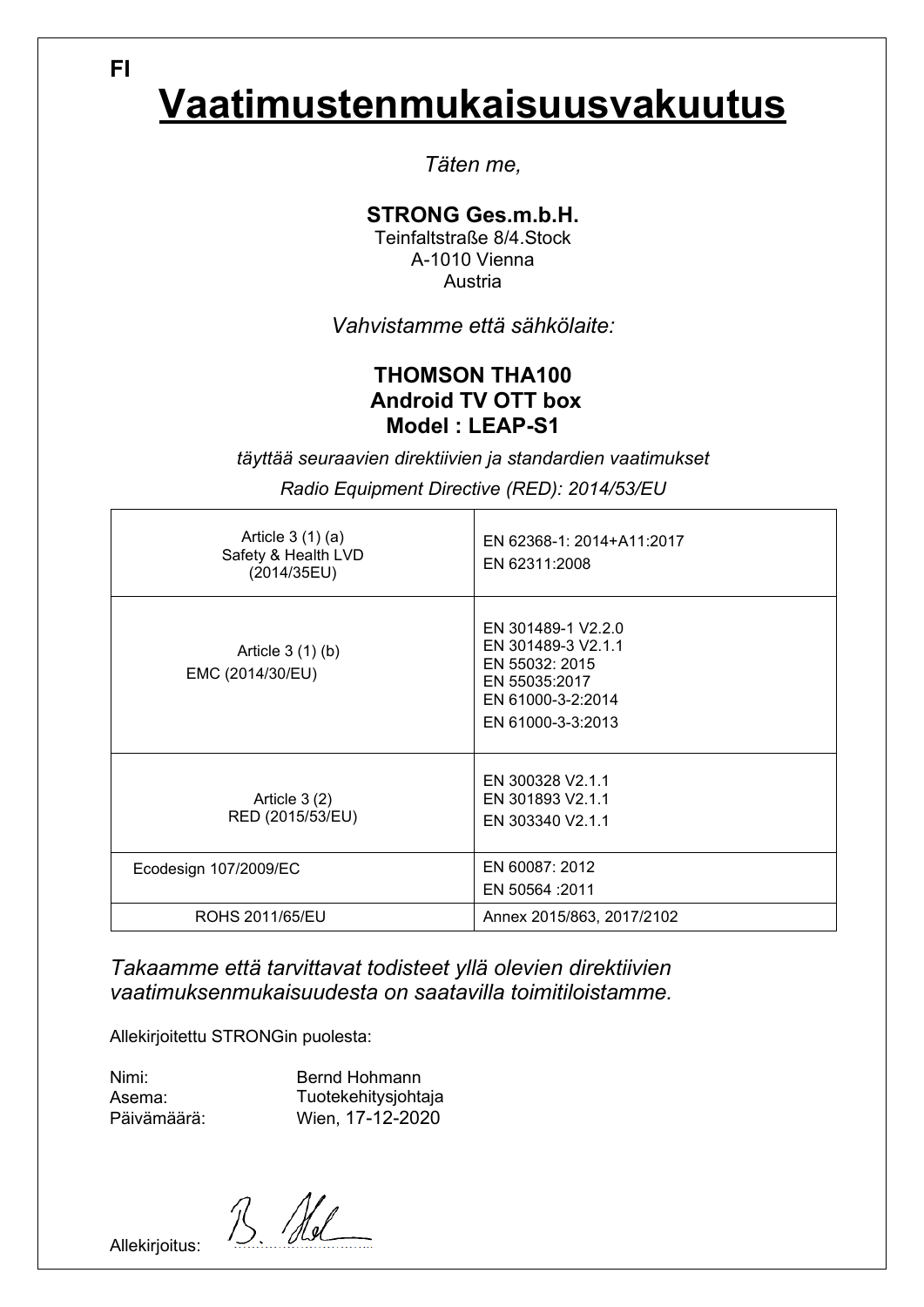FI

# Vaatimustenmukaisuusvakuutus

*Täten me,*

**STRONG Ges.m.b.H.**
Teinfaltstraße 8/4.Stock
A-1010 Vienna
Austria

*Vahvistamme että sähkölaite:*

**THOMSON THA100**
**Android TV OTT box**
**Model : LEAP-S1**

*täyttää seuraavien direktiivien ja standardien vaatimukset*

*Radio Equipment Directive (RED): 2014/53/EU*

| | |
|---|---|
| Article 3 (1) (a) Safety & Health LVD (2014/35EU) | EN 62368-1: 2014+A11:2017<br>EN 62311:2008 |
| Article 3 (1) (b) EMC (2014/30/EU) | EN 301489-1 V2.2.0<br>EN 301489-3 V2.1.1<br>EN 55032: 2015<br>EN 55035:2017<br>EN 61000-3-2:2014<br>EN 61000-3-3:2013 |
| Article 3 (2) RED (2015/53/EU) | EN 300328 V2.1.1<br>EN 301893 V2.1.1<br>EN 303340 V2.1.1 |
| Ecodesign 107/2009/EC | EN 60087: 2012<br>EN 50564 :2011 |
| ROHS 2011/65/EU | Annex 2015/863, 2017/2102 |

*Takaamme että tarvittavat todisteet yllä olevien direktiivien vaatimuksenmukaisuudesta on saatavilla toimitiloistamme.*

Allekirjoitettu STRONGin puolesta:

Nimi: Bernd Hohmann
Asema: Tuotekehitysjohtaja
Päivämäärä: Wien, 17-12-2020

Allekirjoitus: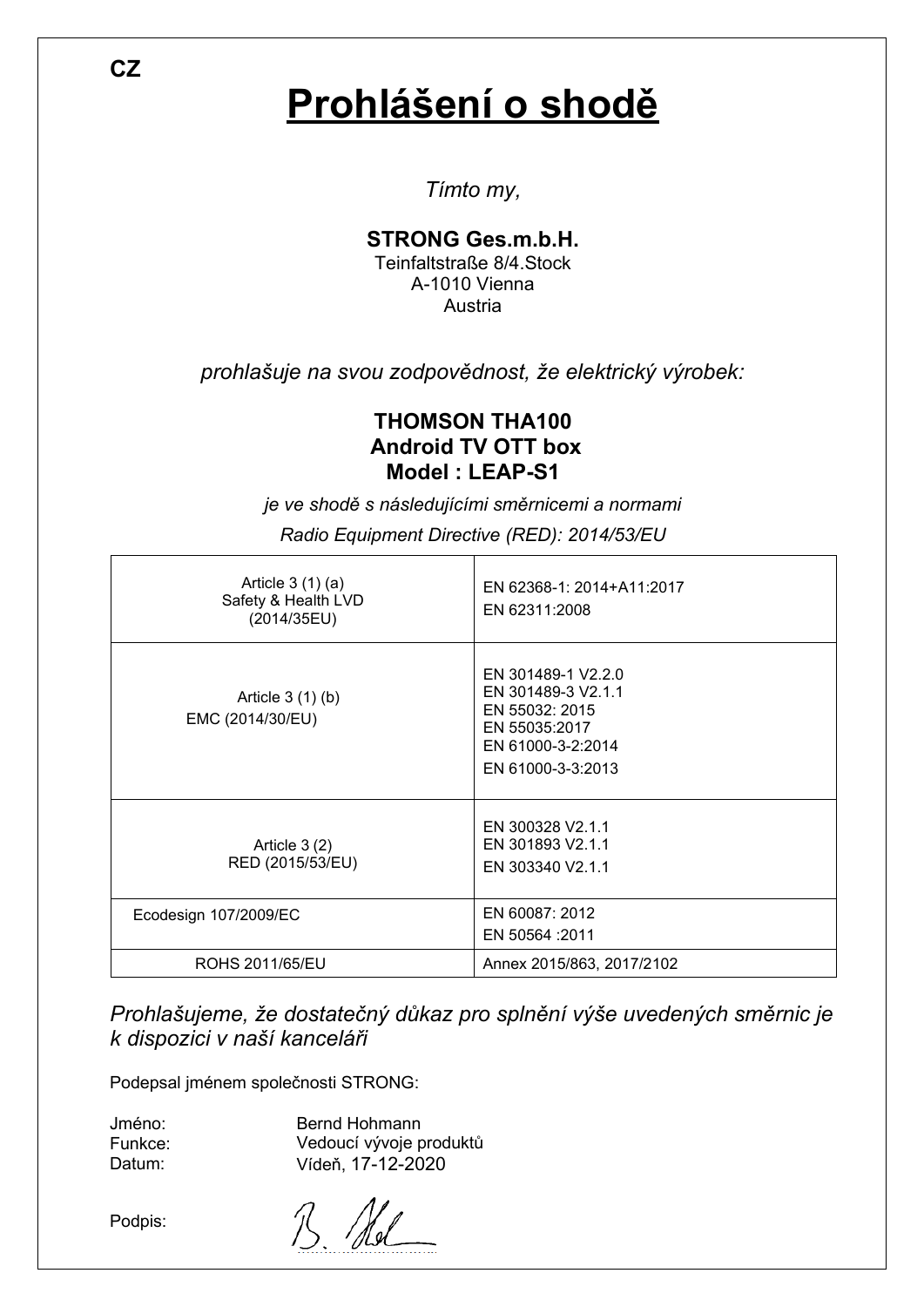CZ

# Prohlášení o shodě

*Tímto my,*

**STRONG Ges.m.b.H.**
Teinfaltstraße 8/4.Stock
A-1010 Vienna
Austria

*prohlašuje na svou zodpovědnost, že elektrický výrobek:*

**THOMSON THA100**
**Android TV OTT box**
**Model : LEAP-S1**

*je ve shodě s následujícími směrnicemi a normami*

*Radio Equipment Directive (RED): 2014/53/EU*

| | |
|---|---|
| Article 3 (1) (a)<br>Safety & Health LVD<br>(2014/35EU) | EN 62368-1: 2014+A11:2017<br>EN 62311:2008 |
| Article 3 (1) (b)<br>EMC (2014/30/EU) | EN 301489-1 V2.2.0<br>EN 301489-3 V2.1.1<br>EN 55032: 2015<br>EN 55035:2017<br>EN 61000-3-2:2014<br>EN 61000-3-3:2013 |
| Article 3 (2)<br>RED (2015/53/EU) | EN 300328 V2.1.1<br>EN 301893 V2.1.1<br>EN 303340 V2.1.1 |
| Ecodesign 107/2009/EC | EN 60087: 2012<br>EN 50564 :2011 |
| ROHS 2011/65/EU | Annex 2015/863, 2017/2102 |

*Prohlašujeme, že dostatečný důkaz pro splnění výše uvedených směrnic je k dispozici v naší kanceláři*

Podepsal jménem společnosti STRONG:

Jméno: Bernd Hohmann
Funkce: Vedoucí vývoje produktů
Datum: Vídeň, 17-12-2020

Podpis: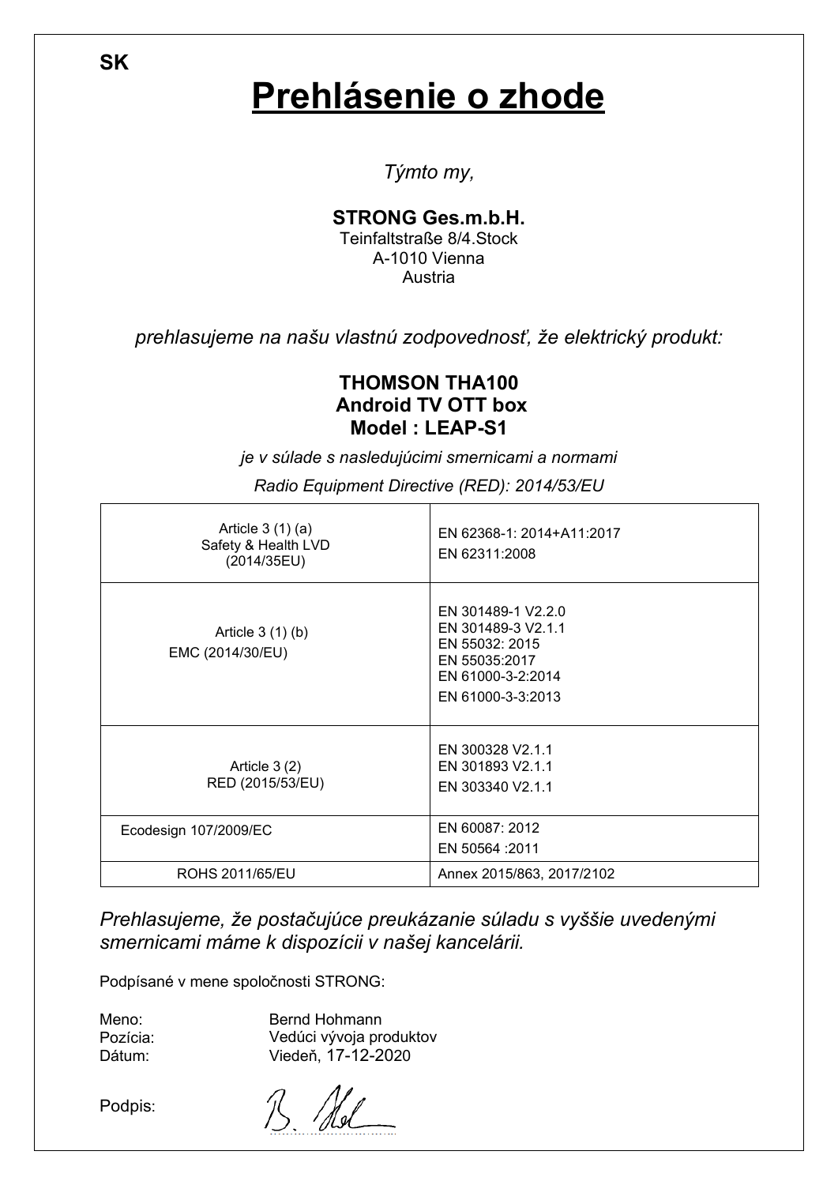SK

# Prehlásenie o zhode

*Týmto my,*

**STRONG Ges.m.b.H.**
Teinfaltstraße 8/4.Stock
A-1010 Vienna
Austria

*prehlasujeme na našu vlastnú zodpovednosť, že elektrický produkt:*

**THOMSON THA100**
**Android TV OTT box**
**Model : LEAP-S1**

*je v súlade s nasledujúcimi smernicami a normami*

*Radio Equipment Directive (RED): 2014/53/EU*

| | |
|---|---|
| Article 3 (1) (a) Safety & Health LVD (2014/35EU) | EN 62368-1: 2014+A11:2017<br>EN 62311:2008 |
| Article 3 (1) (b) EMC (2014/30/EU) | EN 301489-1 V2.2.0<br>EN 301489-3 V2.1.1<br>EN 55032: 2015<br>EN 55035:2017<br>EN 61000-3-2:2014<br>EN 61000-3-3:2013 |
| Article 3 (2) RED (2015/53/EU) | EN 300328 V2.1.1<br>EN 301893 V2.1.1<br>EN 303340 V2.1.1 |
| Ecodesign 107/2009/EC | EN 60087: 2012<br>EN 50564 :2011 |
| ROHS 2011/65/EU | Annex 2015/863, 2017/2102 |

*Prehlasujeme, že postačujúce preukázanie súladu s vyššie uvedenými smernicami máme k dispozícii v našej kancelárii.*

Podpísané v mene spoločnosti STRONG:

Meno: Bernd Hohmann
Pozícia: Vedúci vývoja produktov
Dátum: Viedeň, 17-12-2020

Podpis: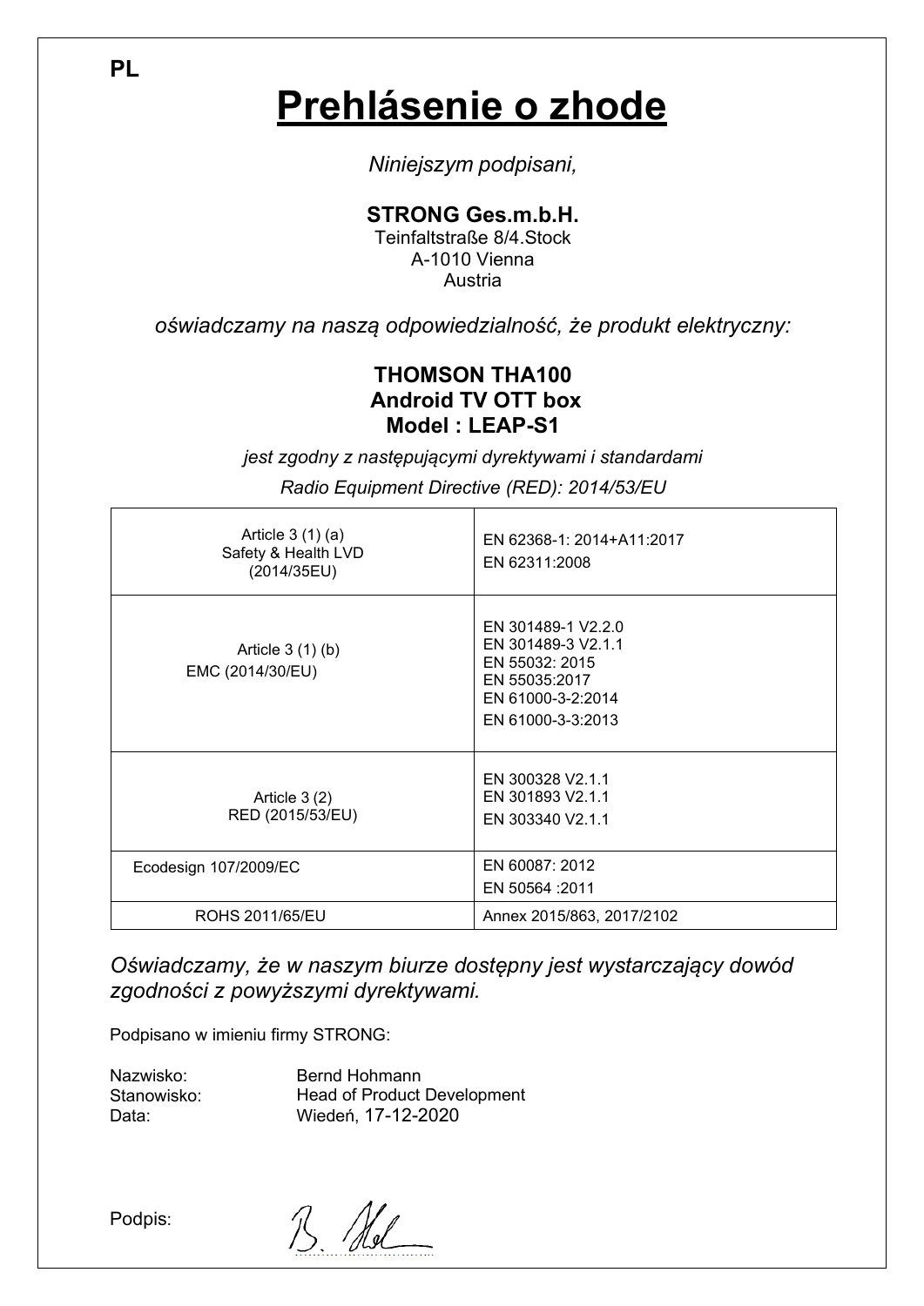PL

# Prehlásenie o zhode

*Niniejszym podpisani,*

**STRONG Ges.m.b.H.**
Teinfaltstraße 8/4.Stock
A-1010 Vienna
Austria

*oświadczamy na naszą odpowiedzialność, że produkt elektryczny:*

**THOMSON THA100**
**Android TV OTT box**
**Model : LEAP-S1**

*jest zgodny z następującymi dyrektywami i standardami*

*Radio Equipment Directive (RED): 2014/53/EU*

| | |
|---|---|
| Article 3 (1) (a) Safety & Health LVD (2014/35EU) | EN 62368-1: 2014+A11:2017<br>EN 62311:2008 |
| Article 3 (1) (b) EMC (2014/30/EU) | EN 301489-1 V2.2.0<br>EN 301489-3 V2.1.1<br>EN 55032: 2015<br>EN 55035:2017<br>EN 61000-3-2:2014<br>EN 61000-3-3:2013 |
| Article 3 (2) RED (2015/53/EU) | EN 300328 V2.1.1<br>EN 301893 V2.1.1<br>EN 303340 V2.1.1 |
| Ecodesign 107/2009/EC | EN 60087: 2012<br>EN 50564 :2011 |
| ROHS 2011/65/EU | Annex 2015/863, 2017/2102 |

*Oświadczamy, że w naszym biurze dostępny jest wystarczający dowód zgodności z powyższymi dyrektywami.*

Podpisano w imieniu firmy STRONG:

Nazwisko: Bernd Hohmann
Stanowisko: Head of Product Development
Data: Wiedeń, 17-12-2020

Podpis: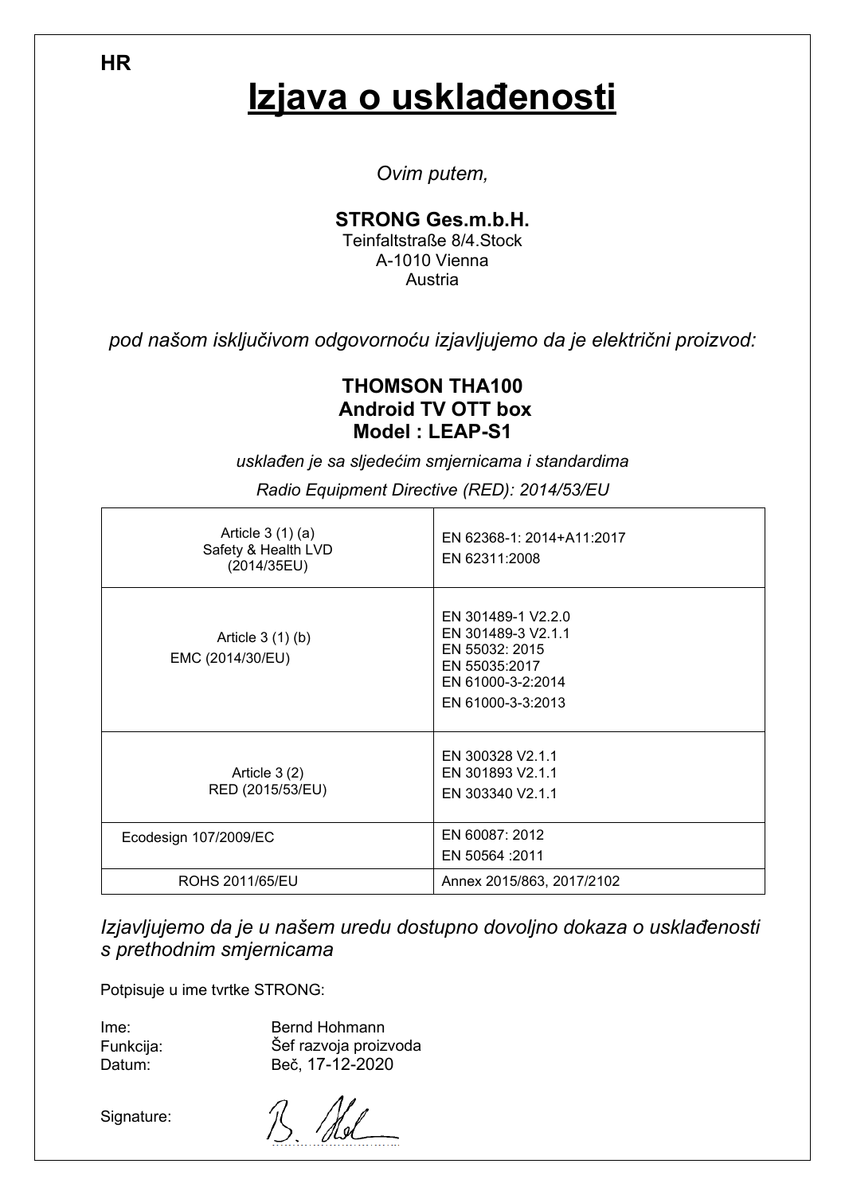HR

# Izjava o usklađenosti

*Ovim putem,*

**STRONG Ges.m.b.H.**
Teinfaltstraße 8/4.Stock
A-1010 Vienna
Austria

*pod našom isključivom odgovornoću izjavljujemo da je električni proizvod:*

**THOMSON THA100**
**Android TV OTT box**
**Model : LEAP-S1**

*usklađen je sa sljedećim smjernicama i standardima*

*Radio Equipment Directive (RED): 2014/53/EU*

| | |
|---|---|
| Article 3 (1) (a)<br>Safety & Health LVD<br>(2014/35EU) | EN 62368-1: 2014+A11:2017<br>EN 62311:2008 |
| Article 3 (1) (b)<br>EMC (2014/30/EU) | EN 301489-1 V2.2.0<br>EN 301489-3 V2.1.1<br>EN 55032: 2015<br>EN 55035:2017<br>EN 61000-3-2:2014<br>EN 61000-3-3:2013 |
| Article 3 (2)<br>RED (2015/53/EU) | EN 300328 V2.1.1<br>EN 301893 V2.1.1<br>EN 303340 V2.1.1 |
| Ecodesign 107/2009/EC | EN 60087: 2012<br>EN 50564 :2011 |
| ROHS 2011/65/EU | Annex 2015/863, 2017/2102 |

*Izjavljujemo da je u našem uredu dostupno dovoljno dokaza o usklađenosti s prethodnim smjernicama*

Potpisuje u ime tvrtke STRONG:

Ime: Bernd Hohmann
Funkcija: Šef razvoja proizvoda
Datum: Beč, 17-12-2020

Signature: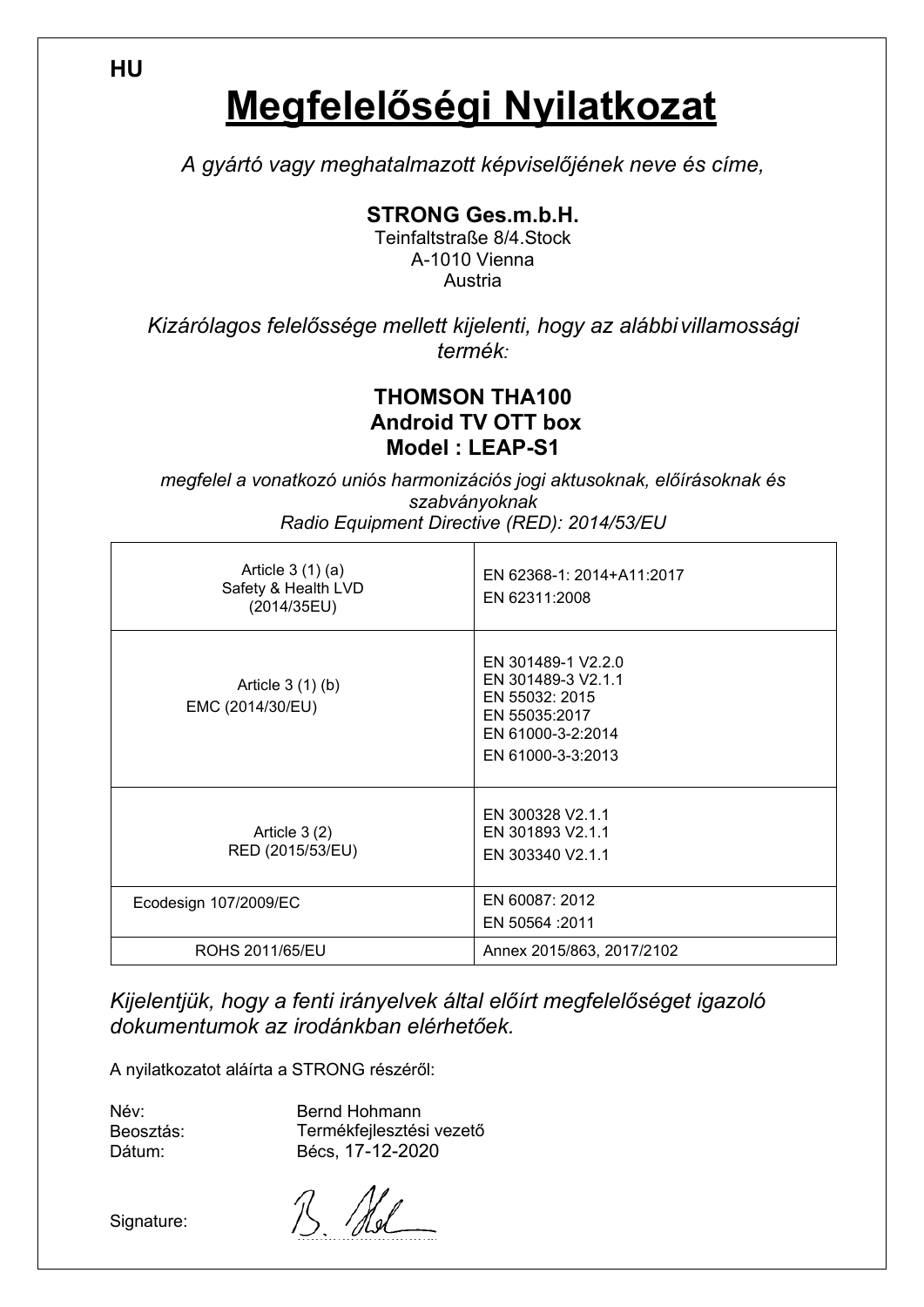**HU**

# Megfelelőségi Nyilatkozat

*A gyártó vagy meghatalmazott képviselőjének neve és címe,*

**STRONG Ges.m.b.H.**
Teinfaltstraße 8/4.Stock
A-1010 Vienna
Austria

*Kizárólagos felelőssége mellett kijelenti, hogy az alábbi villamossági termék:*

**THOMSON THA100**
**Android TV OTT box**
**Model : LEAP-S1**

*megfelel a vonatkozó uniós harmonizációs jogi aktusoknak, előírásoknak és szabványoknak*
*Radio Equipment Directive (RED): 2014/53/EU*

| | |
|---|---|
| Article 3 (1) (a) Safety & Health LVD (2014/35EU) | EN 62368-1: 2014+A11:2017<br>EN 62311:2008 |
| Article 3 (1) (b) EMC (2014/30/EU) | EN 301489-1 V2.2.0<br>EN 301489-3 V2.1.1<br>EN 55032: 2015<br>EN 55035:2017<br>EN 61000-3-2:2014<br>EN 61000-3-3:2013 |
| Article 3 (2) RED (2015/53/EU) | EN 300328 V2.1.1<br>EN 301893 V2.1.1<br>EN 303340 V2.1.1 |
| Ecodesign 107/2009/EC | EN 60087: 2012<br>EN 50564 :2011 |
| ROHS 2011/65/EU | Annex 2015/863, 2017/2102 |

*Kijelentjük, hogy a fenti irányelvek által előírt megfelelőséget igazoló dokumentumok az irodánkban elérhetőek.*

A nyilatkozatot aláírta a STRONG részéről:

Név: Bernd Hohmann
Beosztás: Termékfejlesztési vezető
Dátum: Bécs, 17-12-2020

Signature: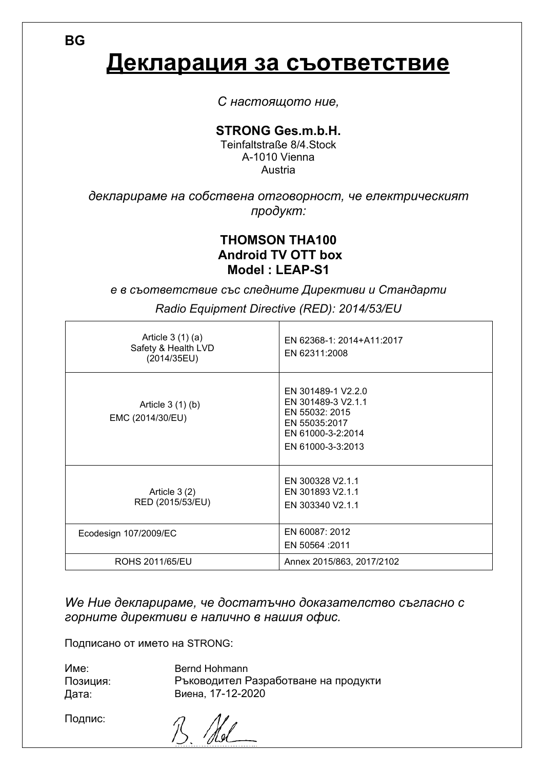BG

# Декларация за съответствие

*С настоящото ние,*

**STRONG Ges.m.b.H.**
Teinfaltstraße 8/4.Stock
A-1010 Vienna
Austria

*декларираме на собствена отговорност, че електрическият продукт:*

**THOMSON THA100**
**Android TV OTT box**
**Model : LEAP-S1**

*е в съответствие със следните Директиви и Стандарти*

*Radio Equipment Directive (RED): 2014/53/EU*

| | |
|---|---|
| Article 3 (1) (a) Safety & Health LVD (2014/35EU) | EN 62368-1: 2014+A11:2017<br>EN 62311:2008 |
| Article 3 (1) (b) EMC (2014/30/EU) | EN 301489-1 V2.2.0<br>EN 301489-3 V2.1.1<br>EN 55032: 2015<br>EN 55035:2017<br>EN 61000-3-2:2014<br>EN 61000-3-3:2013 |
| Article 3 (2) RED (2015/53/EU) | EN 300328 V2.1.1<br>EN 301893 V2.1.1<br>EN 303340 V2.1.1 |
| Ecodesign 107/2009/EC | EN 60087: 2012<br>EN 50564 :2011 |
| ROHS 2011/65/EU | Annex 2015/863, 2017/2102 |

*We Ние декларираме, че достатъчно доказателство съгласно с горните директиви е налично в нашия офис.*

Подписано от името на STRONG:

Име: Bernd Hohmann
Позиция: Ръководител Разработване на продукти
Дата: Виена, 17-12-2020

Подпис: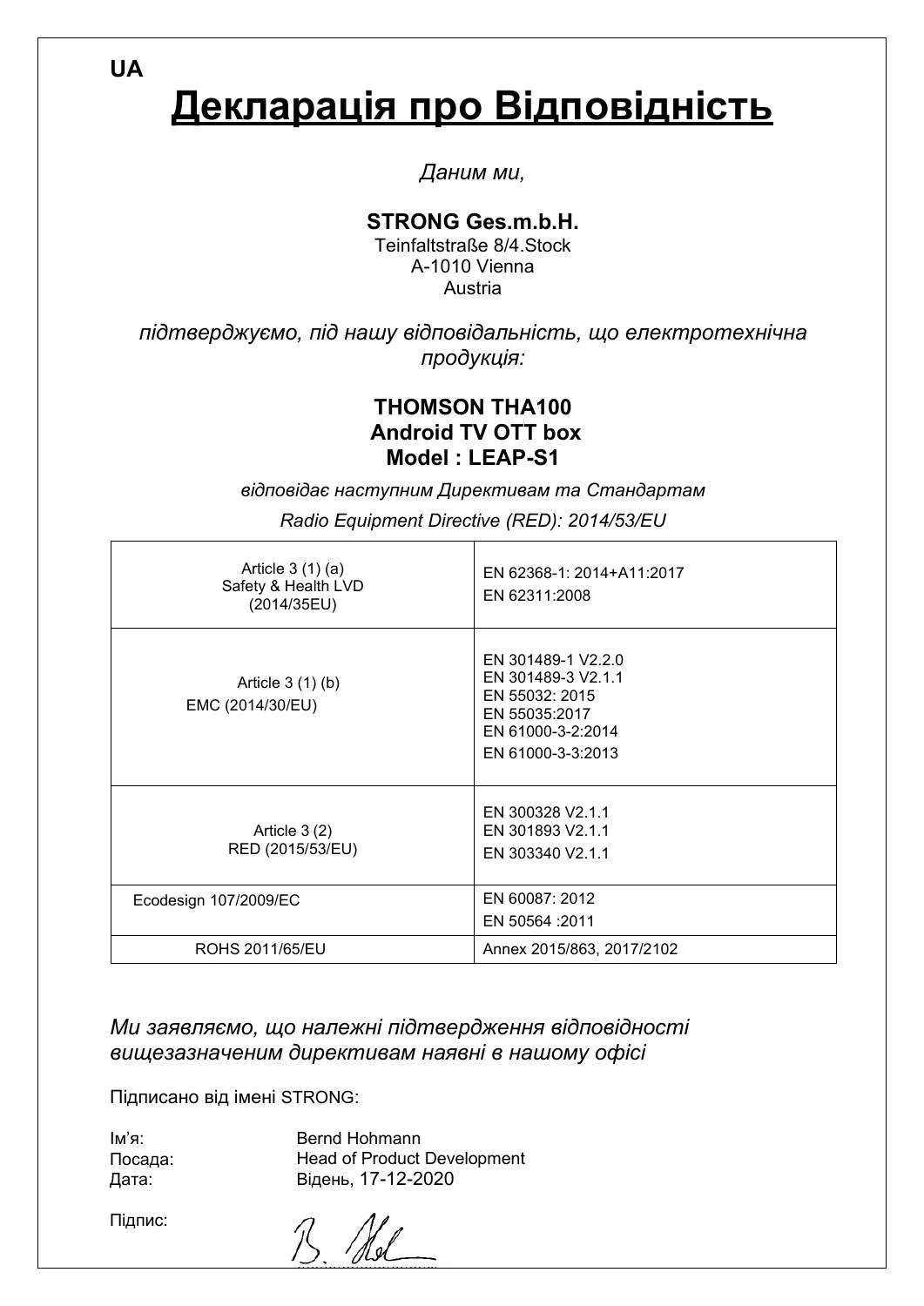UA

# Декларація про Відповідність

*Даним ми,*

**STRONG Ges.m.b.H.**
Teinfaltstraße 8/4.Stock
A-1010 Vienna
Austria

*підтверджуємо, під нашу відповідальність, що електротехнічна продукція:*

**THOMSON THA100**
**Android TV OTT box**
**Model : LEAP-S1**

*відповідає наступним Директивам та Стандартам*

*Radio Equipment Directive (RED): 2014/53/EU*

| | |
|---|---|
| Article 3 (1) (a) Safety & Health LVD (2014/35EU) | EN 62368-1: 2014+A11:2017<br>EN 62311:2008 |
| Article 3 (1) (b) EMC (2014/30/EU) | EN 301489-1 V2.2.0<br>EN 301489-3 V2.1.1<br>EN 55032: 2015<br>EN 55035:2017<br>EN 61000-3-2:2014<br>EN 61000-3-3:2013 |
| Article 3 (2) RED (2015/53/EU) | EN 300328 V2.1.1<br>EN 301893 V2.1.1<br>EN 303340 V2.1.1 |
| Ecodesign 107/2009/EC | EN 60087: 2012<br>EN 50564 :2011 |
| ROHS 2011/65/EU | Annex 2015/863, 2017/2102 |

*Ми заявляємо, що належні підтвердження відповідності вищезазначеним директивам наявні в нашому офісі*

Підписано від імені STRONG:

Ім'я: Bernd Hohmann
Посада: Head of Product Development
Дата: Відень, 17-12-2020

Підпис: